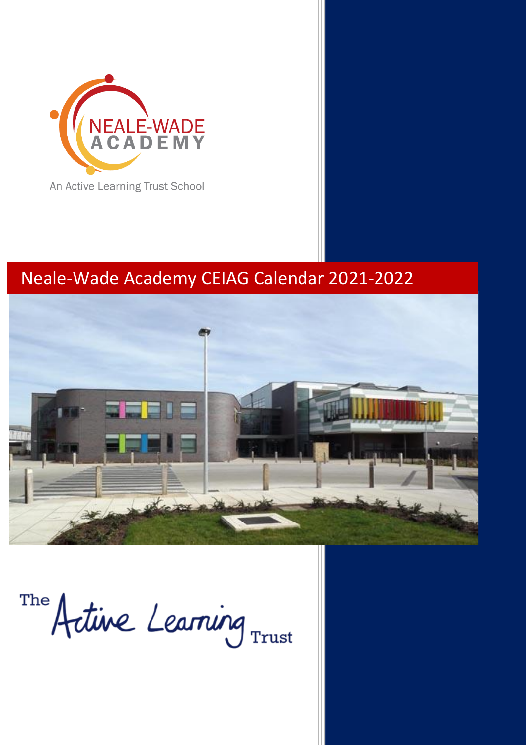NEALE-WADE ACADEMY

An Active Learning Trust School

# Neale-Wade Academy CEIAG Calendar 2021-2022

The Active Learning Trust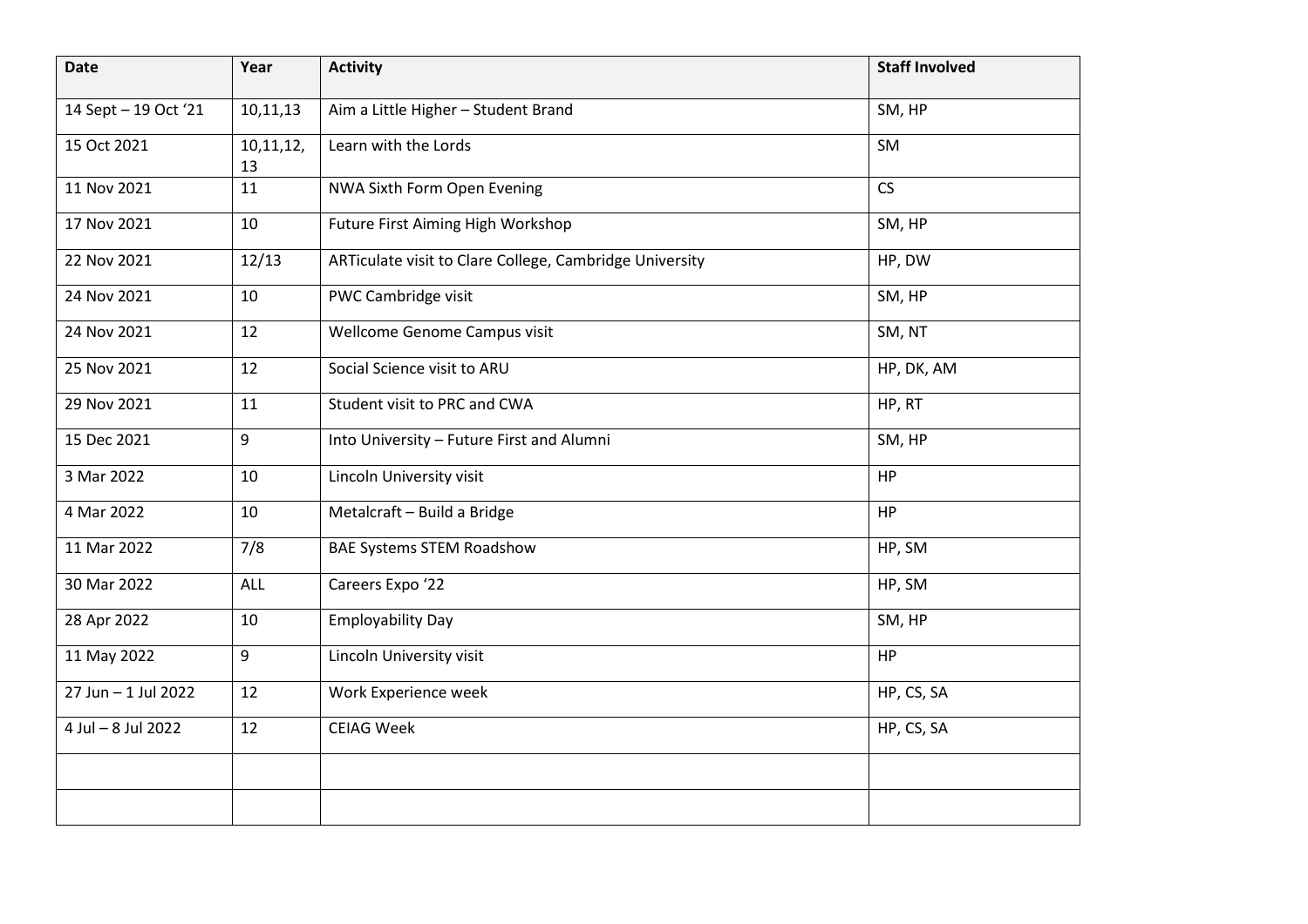| Date | Year | Activity | Staff Involved |
|---|---|---|---|
| 14 Sept – 19 Oct '21 | 10,11,13 | Aim a Little Higher – Student Brand | SM, HP |
| 15 Oct 2021 | 10,11,12, 13 | Learn with the Lords | SM |
| 11 Nov 2021 | 11 | NWA Sixth Form Open Evening | CS |
| 17 Nov 2021 | 10 | Future First Aiming High Workshop | SM, HP |
| 22 Nov 2021 | 12/13 | ARTiculate visit to Clare College, Cambridge University | HP, DW |
| 24 Nov 2021 | 10 | PWC Cambridge visit | SM, HP |
| 24 Nov 2021 | 12 | Wellcome Genome Campus visit | SM, NT |
| 25 Nov 2021 | 12 | Social Science visit to ARU | HP, DK, AM |
| 29 Nov 2021 | 11 | Student visit to PRC and CWA | HP, RT |
| 15 Dec 2021 | 9 | Into University – Future First and Alumni | SM, HP |
| 3 Mar 2022 | 10 | Lincoln University visit | HP |
| 4 Mar 2022 | 10 | Metalcraft – Build a Bridge | HP |
| 11 Mar 2022 | 7/8 | BAE Systems STEM Roadshow | HP, SM |
| 30 Mar 2022 | ALL | Careers Expo '22 | HP, SM |
| 28 Apr 2022 | 10 | Employability Day | SM, HP |
| 11 May 2022 | 9 | Lincoln University visit | HP |
| 27 Jun – 1 Jul 2022 | 12 | Work Experience week | HP, CS, SA |
| 4 Jul – 8 Jul 2022 | 12 | CEIAG Week | HP, CS, SA |
| | | | |
| | | | |